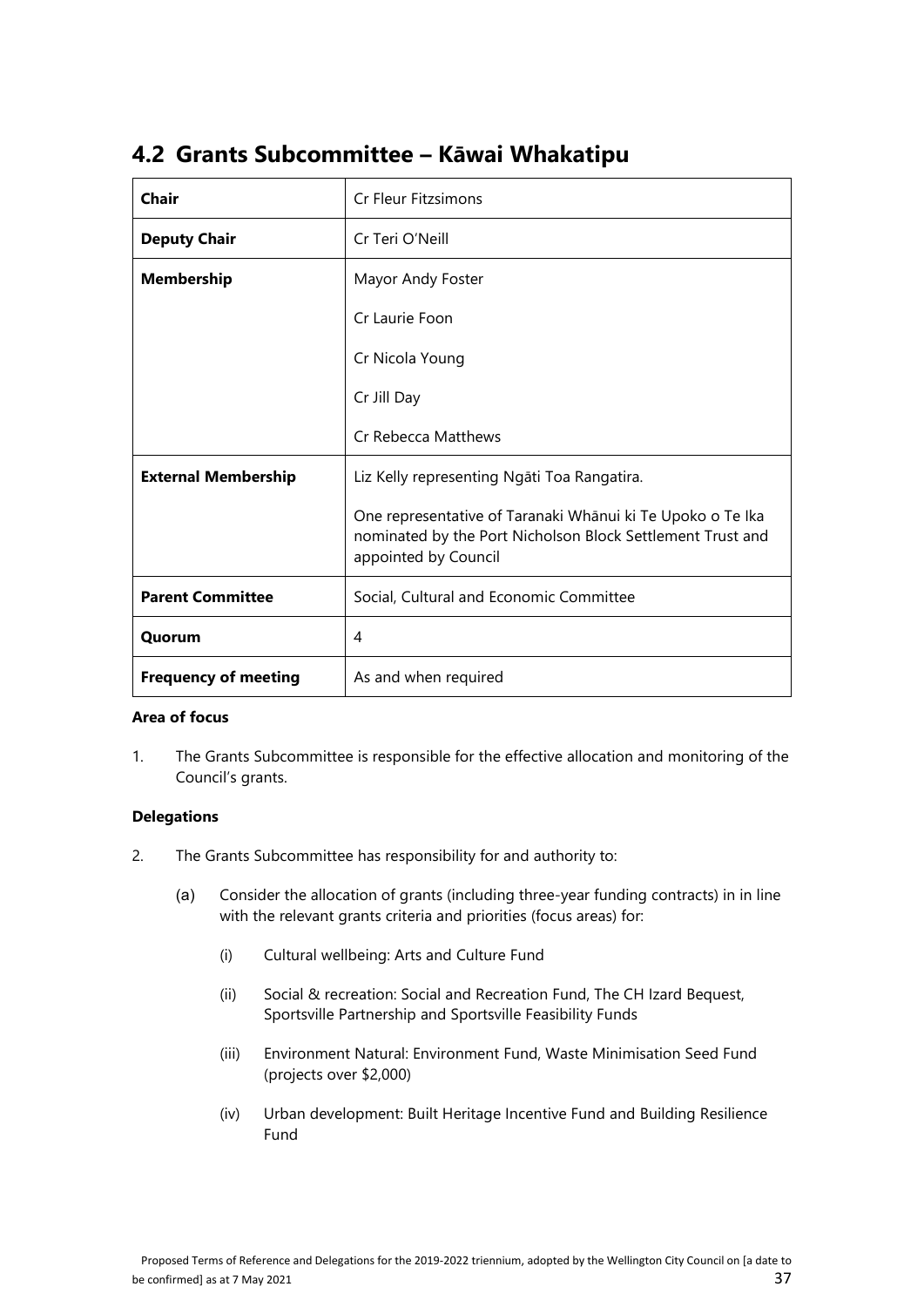## 4.2 Grants Subcommittee – Kāwai Whakatipu

| | |
|---|---|
| **Chair** | Cr Fleur Fitzsimons |
| **Deputy Chair** | Cr Teri O'Neill |
| **Membership** | Mayor Andy Foster<br>Cr Laurie Foon<br>Cr Nicola Young<br>Cr Jill Day<br>Cr Rebecca Matthews |
| **External Membership** | Liz Kelly representing Ngāti Toa Rangatira.<br>One representative of Taranaki Whānui ki Te Upoko o Te Ika nominated by the Port Nicholson Block Settlement Trust and appointed by Council |
| **Parent Committee** | Social, Cultural and Economic Committee |
| **Quorum** | 4 |
| **Frequency of meeting** | As and when required |

**Area of focus**

1. The Grants Subcommittee is responsible for the effective allocation and monitoring of the Council's grants.

**Delegations**

2. The Grants Subcommittee has responsibility for and authority to:

   (a) Consider the allocation of grants (including three-year funding contracts) in in line with the relevant grants criteria and priorities (focus areas) for:

      (i) Cultural wellbeing: Arts and Culture Fund

      (ii) Social & recreation: Social and Recreation Fund, The CH Izard Bequest, Sportsville Partnership and Sportsville Feasibility Funds

      (iii) Environment Natural: Environment Fund, Waste Minimisation Seed Fund (projects over $2,000)

      (iv) Urban development: Built Heritage Incentive Fund and Building Resilience Fund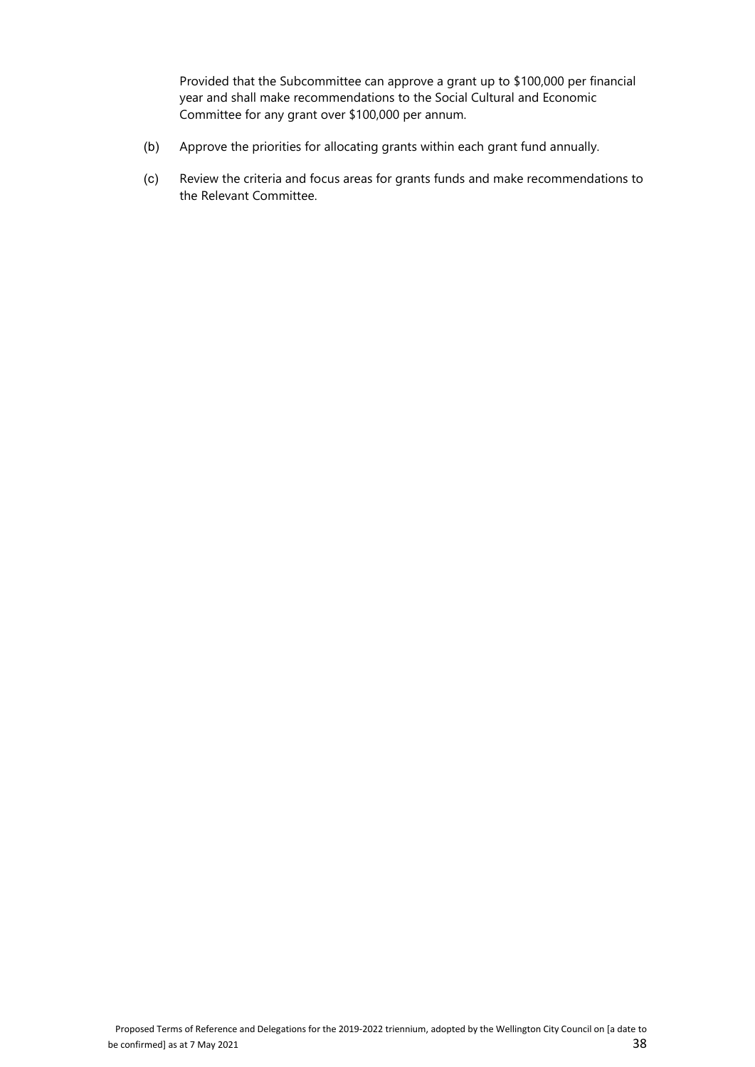Provided that the Subcommittee can approve a grant up to $100,000 per financial year and shall make recommendations to the Social Cultural and Economic Committee for any grant over $100,000 per annum.

(b) Approve the priorities for allocating grants within each grant fund annually.

(c) Review the criteria and focus areas for grants funds and make recommendations to the Relevant Committee.